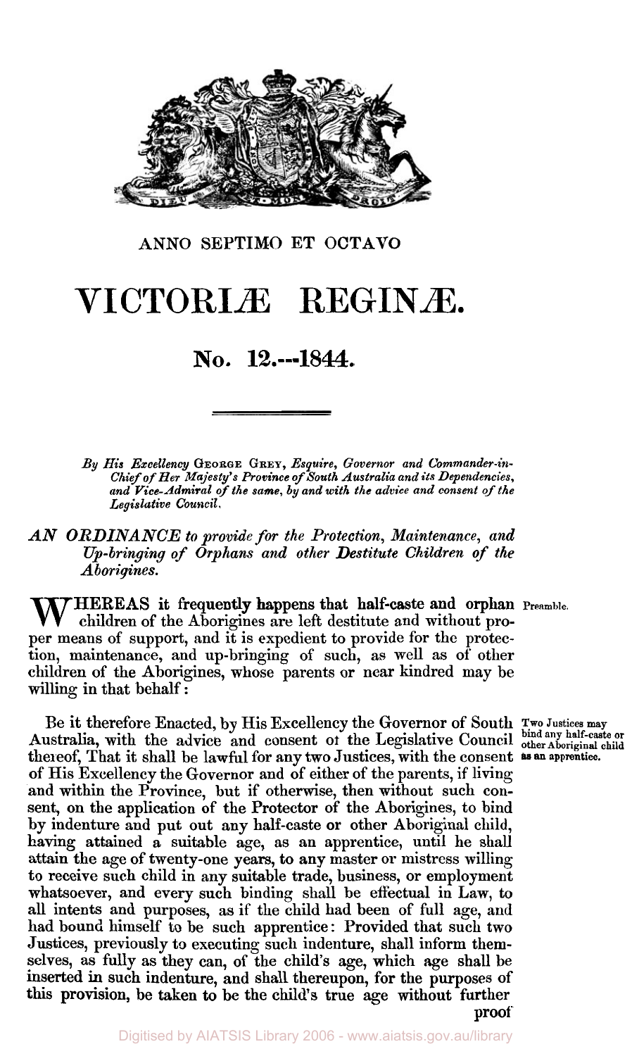ANNO SEPTIMO ET OCTAVO

# VICTORIÆ REGINÆ.

## No. 12.---1844.

*By His Excellency* GEORGE GREY, *Esquire, Governor and Commander-in-Chief of Her Majesty's Province of South Australia and its Dependencies, and Vice-Admiral of the same, by and with the advice and consent of the Legislative Council.*

*AN ORDINANCE to provide for the Protection, Maintenance, and Up-bringing of Orphans and other **Destitute** Children of the Aborigines.*

Preamble.

WHEREAS it frequently happens that half-caste and orphan children of the Aborigines are left destitute and without proper means of support, and it is expedient to provide for the protection, maintenance, and up-bringing of such, as well as of other children of the Aborigines, whose parents or near kindred may be willing in that behalf:

**Two Justices may bind any half-caste or other Aboriginal child as an apprentice.**

Be it therefore Enacted, by His Excellency the Governor of South Australia, with the advice and consent of the Legislative Council thereof, That it shall be lawful for any two Justices, with the consent of His Excellency the Governor and of either of the parents, if living and within the Province, but if otherwise, then without such consent, on the application of the Protector of the Aborigines, to bind by indenture and put out any half-caste or other Aboriginal child, having attained a suitable age, as an apprentice, until he shall attain the age of twenty-one years, to any master or mistress willing to receive such child in any suitable trade, business, or employment whatsoever, and every such binding shall be effectual in Law, to all intents and purposes, as if the child had been of full age, and had bound himself to be such apprentice: Provided that such two Justices, previously to executing such indenture, shall inform themselves, as fully as they can, of the child's age, which age shall be inserted in such indenture, and shall thereupon, for the purposes of this provision, be taken to be the child's true age without further proof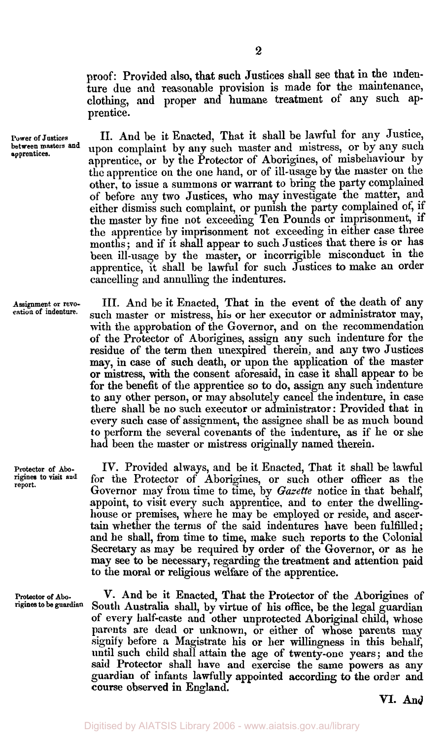proof: Provided also, that such Justices shall see that in the indenture due and reasonable provision is made for the maintenance, clothing, and proper and humane treatment of any such apprentice.

*Power of Justices between masters and apprentices.*

II. And be it Enacted, That it shall be lawful for any Justice, upon complaint by any such master and mistress, or by any such apprentice, or by the Protector of Aborigines, of misbehaviour by the apprentice on the one hand, or of ill-usage by the master on the other, to issue a summons or warrant to bring the party complained of before any two Justices, who may investigate the matter, and either dismiss such complaint, or punish the party complained of, if the master by fine not exceeding Ten Pounds or imprisonment, if the apprentice by imprisonment not exceeding in either case three months; and if it shall appear to such Justices that there is or has been ill-usage by the master, or incorrigible misconduct in the apprentice, it shall be lawful for such Justices to make an order cancelling and annulling the indentures.

*Assignment or revocation of indenture.*

III. And be it Enacted, That in the event of the death of any such master or mistress, his or her executor or administrator may, with the approbation of the Governor, and on the recommendation of the Protector of Aborigines, assign any such indenture for the residue of the term then unexpired therein, and any two Justices may, in case of such death, or upon the application of the master or mistress, with the consent aforesaid, in case it shall appear to be for the benefit of the apprentice so to do, assign any such indenture to any other person, or may absolutely cancel the indenture, in case there shall be no such executor or administrator: Provided that in every such case of assignment, the assignee shall be as much bound to perform the several covenants of the indenture, as if he or she had been the master or mistress originally named therein.

*Protector of Aborigines to visit and report.*

IV. Provided always, and be it Enacted, That it shall be lawful for the Protector of Aborigines, or such other officer as the Governor may from time to time, by *Gazette* notice in that behalf, appoint, to visit every such apprentice, and to enter the dwelling-house or premises, where he may be employed or reside, and ascertain whether the terms of the said indentures have been fulfilled; and he shall, from time to time, make such reports to the Colonial Secretary as may be required by order of the Governor, or as he may see to be necessary, regarding the treatment and attention paid to the moral or religious welfare of the apprentice.

*Protector of Aborigines to be guardian*

V. And be it Enacted, That the Protector of the Aborigines of South Australia shall, by virtue of his office, be the legal guardian of every half-caste and other unprotected Aboriginal child, whose parents are dead or unknown, or either of whose parents may signify before a Magistrate his or her willingness in this behalf, until such child shall attain the age of twenty-one years; and the said Protector shall have and exercise the same powers as any guardian of infants lawfully appointed according to the order and course observed in England.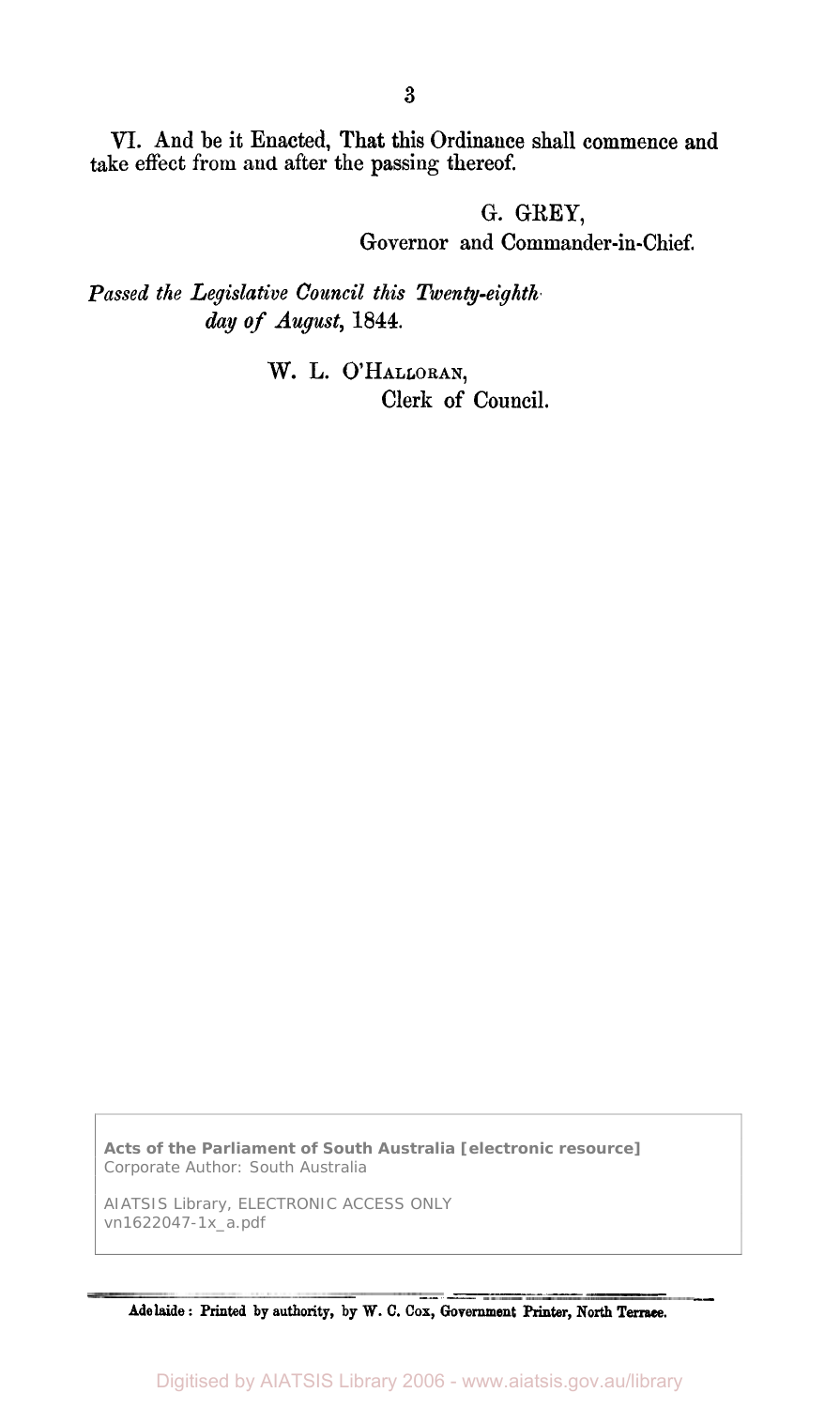VI. And be it Enacted, That this Ordinance shall commence and take effect from and after the passing thereof.

G. GREY,
Governor and Commander-in-Chief.

*Passed the Legislative Council this Twenty-eighth day of August*, 1844.

W. L. O'HALLORAN,
Clerk of Council.

**Acts of the Parliament of South Australia [electronic resource]**
Corporate Author: South Australia

AIATSIS Library, ELECTRONIC ACCESS ONLY
vn1622047-1x_a.pdf

**Adelaide: Printed by authority, by W. C. Cox, Government Printer, North Terrace.**

Digitised by AIATSIS Library 2006 - www.aiatsis.gov.au/library